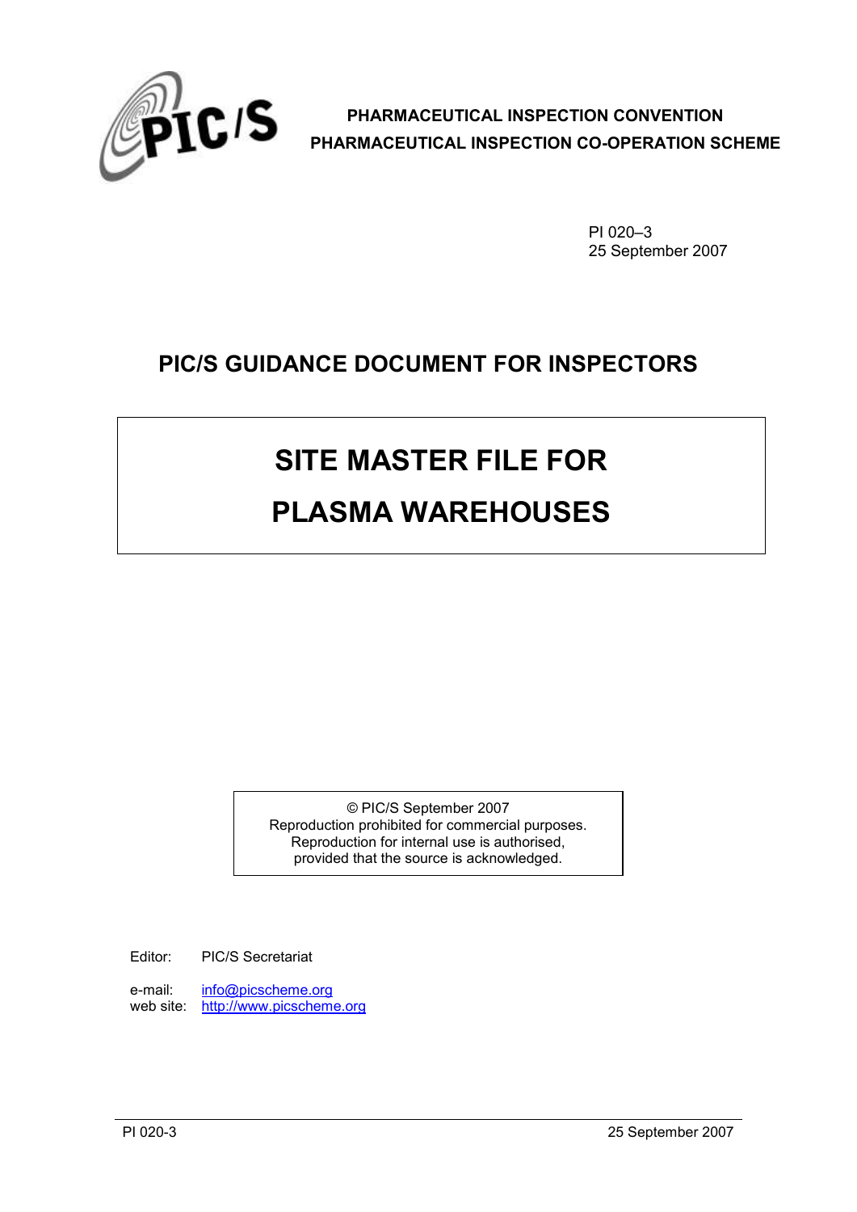**PHARMACEUTICAL INSPECTION CONVENTION**
**PHARMACEUTICAL INSPECTION CO-OPERATION SCHEME**

PI 020–3
25 September 2007

# PIC/S GUIDANCE DOCUMENT FOR INSPECTORS

# SITE MASTER FILE FOR PLASMA WAREHOUSES

© PIC/S September 2007
Reproduction prohibited for commercial purposes.
Reproduction for internal use is authorised,
provided that the source is acknowledged.

Editor: PIC/S Secretariat

e-mail: info@picscheme.org
web site: http://www.picscheme.org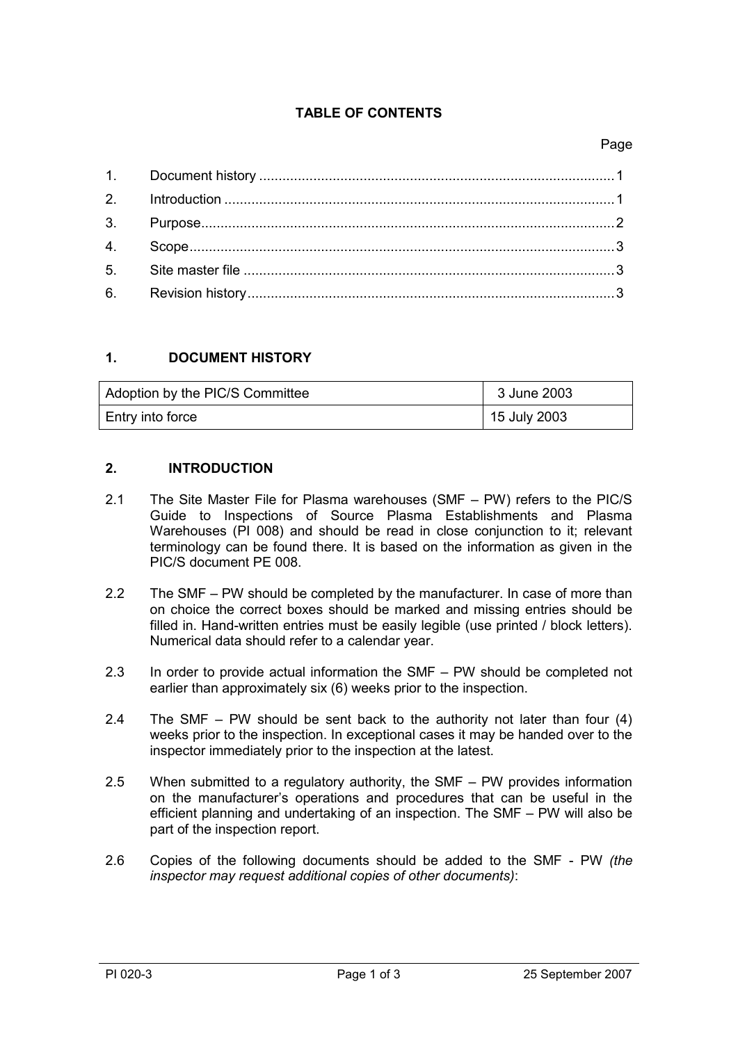**TABLE OF CONTENTS**

| | | Page |
|---|---|---|
| 1. | Document history | 1 |
| 2. | Introduction | 1 |
| 3. | Purpose | 2 |
| 4. | Scope | 3 |
| 5. | Site master file | 3 |
| 6. | Revision history | 3 |

## 1. DOCUMENT HISTORY

| Adoption by the PIC/S Committee | 3 June 2003 |
|---|---|
| Entry into force | 15 July 2003 |

## 2. INTRODUCTION

2.1 The Site Master File for Plasma warehouses (SMF – PW) refers to the PIC/S Guide to Inspections of Source Plasma Establishments and Plasma Warehouses (PI 008) and should be read in close conjunction to it; relevant terminology can be found there. It is based on the information as given in the PIC/S document PE 008.

2.2 The SMF – PW should be completed by the manufacturer. In case of more than on choice the correct boxes should be marked and missing entries should be filled in. Hand-written entries must be easily legible (use printed / block letters). Numerical data should refer to a calendar year.

2.3 In order to provide actual information the SMF – PW should be completed not earlier than approximately six (6) weeks prior to the inspection.

2.4 The SMF – PW should be sent back to the authority not later than four (4) weeks prior to the inspection. In exceptional cases it may be handed over to the inspector immediately prior to the inspection at the latest.

2.5 When submitted to a regulatory authority, the SMF – PW provides information on the manufacturer's operations and procedures that can be useful in the efficient planning and undertaking of an inspection. The SMF – PW will also be part of the inspection report.

2.6 Copies of the following documents should be added to the SMF - PW *(the inspector may request additional copies of other documents)*: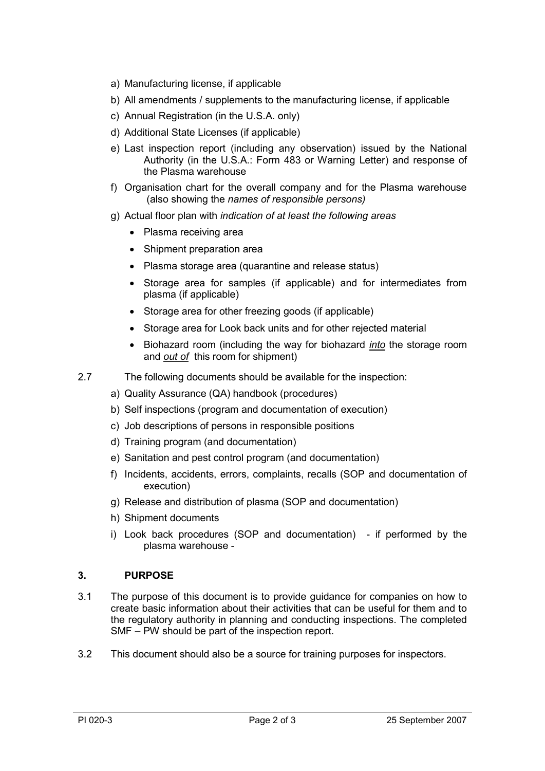a) Manufacturing license, if applicable
b) All amendments / supplements to the manufacturing license, if applicable
c) Annual Registration (in the U.S.A. only)
d) Additional State Licenses (if applicable)
e) Last inspection report (including any observation) issued by the National Authority (in the U.S.A.: Form 483 or Warning Letter) and response of the Plasma warehouse
f) Organisation chart for the overall company and for the Plasma warehouse (also showing the *names of responsible persons)*
g) Actual floor plan with *indication of at least the following areas*
   - Plasma receiving area
   - Shipment preparation area
   - Plasma storage area (quarantine and release status)
   - Storage area for samples (if applicable) and for intermediates from plasma (if applicable)
   - Storage area for other freezing goods (if applicable)
   - Storage area for Look back units and for other rejected material
   - Biohazard room (including the way for biohazard *<u>into</u>* the storage room and *<u>out of</u>* this room for shipment)

2.7 The following documents should be available for the inspection:

a) Quality Assurance (QA) handbook (procedures)
b) Self inspections (program and documentation of execution)
c) Job descriptions of persons in responsible positions
d) Training program (and documentation)
e) Sanitation and pest control program (and documentation)
f) Incidents, accidents, errors, complaints, recalls (SOP and documentation of execution)
g) Release and distribution of plasma (SOP and documentation)
h) Shipment documents
i) Look back procedures (SOP and documentation) - if performed by the plasma warehouse -

## 3. PURPOSE

3.1 The purpose of this document is to provide guidance for companies on how to create basic information about their activities that can be useful for them and to the regulatory authority in planning and conducting inspections. The completed SMF – PW should be part of the inspection report.

3.2 This document should also be a source for training purposes for inspectors.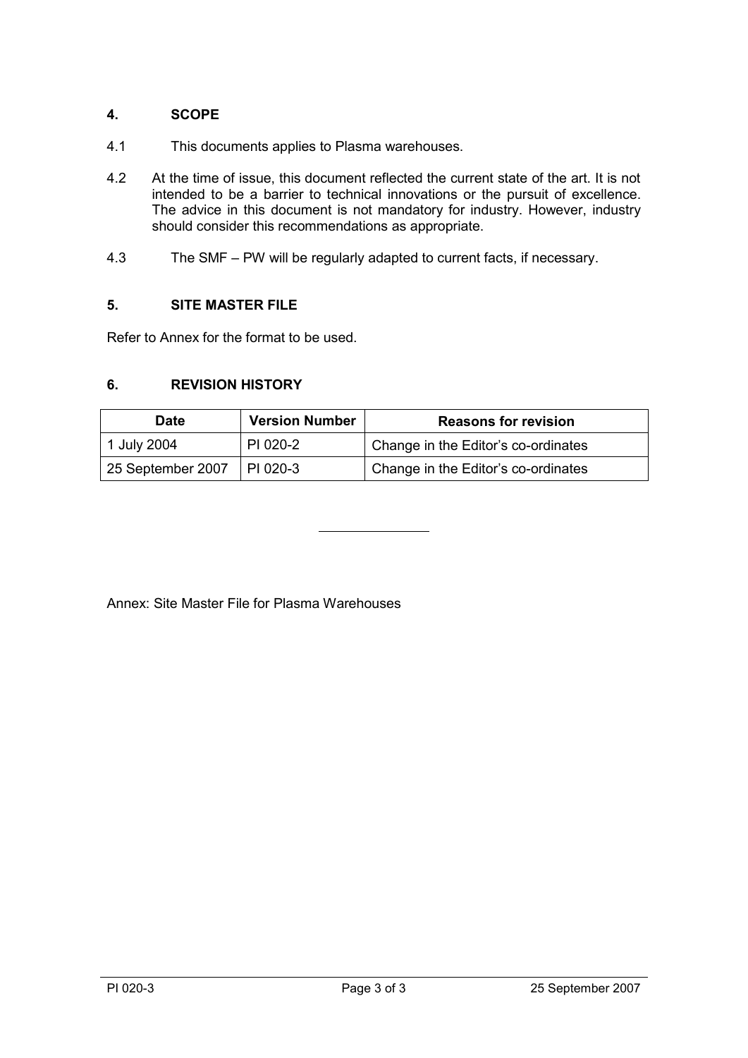## 4. SCOPE

4.1 This documents applies to Plasma warehouses.

4.2 At the time of issue, this document reflected the current state of the art. It is not intended to be a barrier to technical innovations or the pursuit of excellence. The advice in this document is not mandatory for industry. However, industry should consider this recommendations as appropriate.

4.3 The SMF – PW will be regularly adapted to current facts, if necessary.

## 5. SITE MASTER FILE

Refer to Annex for the format to be used.

## 6. REVISION HISTORY

| Date | Version Number | Reasons for revision |
|---|---|---|
| 1 July 2004 | PI 020-2 | Change in the Editor's co-ordinates |
| 25 September 2007 | PI 020-3 | Change in the Editor's co-ordinates |

---

Annex: Site Master File for Plasma Warehouses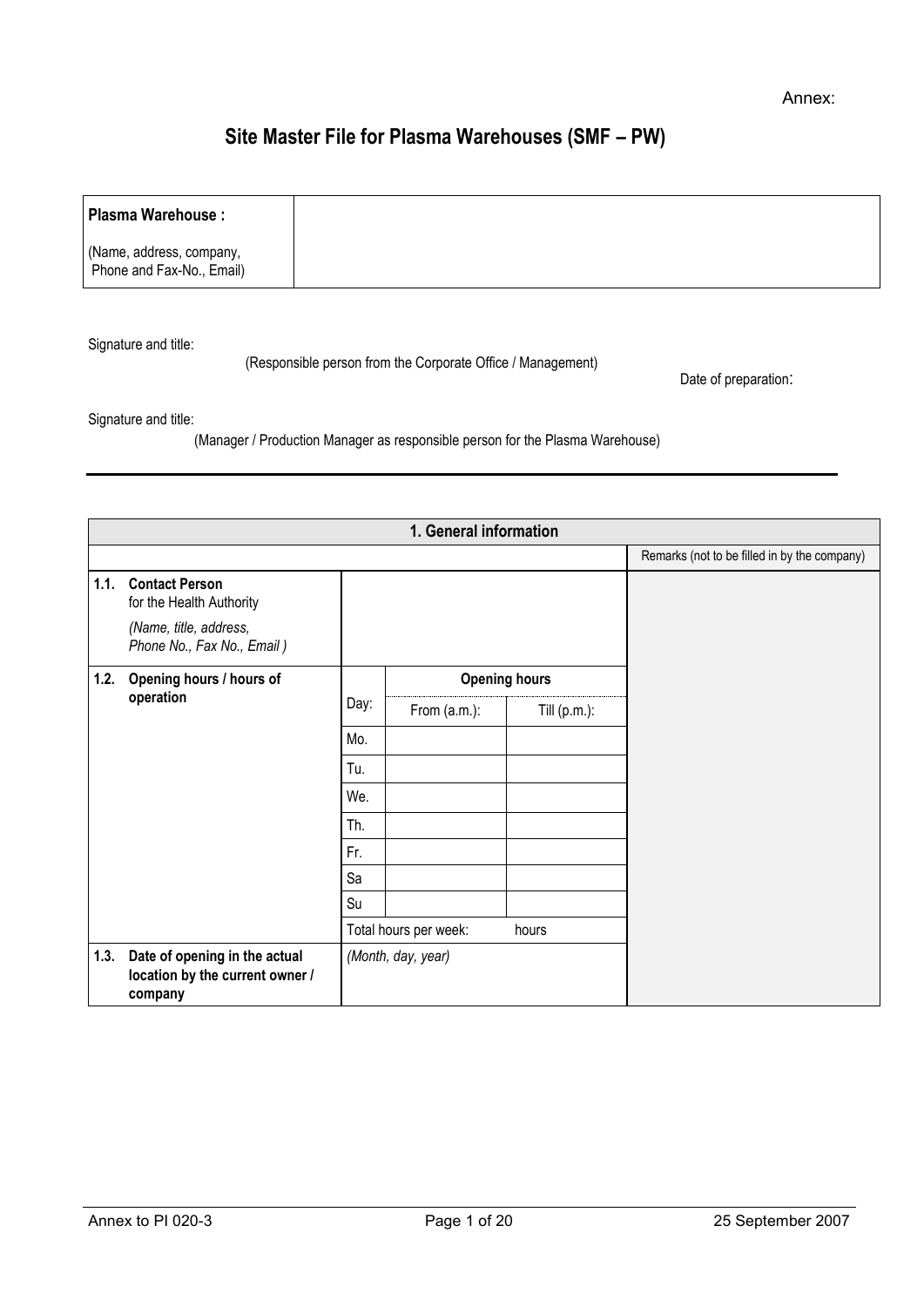Annex:

# Site Master File for Plasma Warehouses (SMF – PW)

| **Plasma Warehouse :** (Name, address, company, Phone and Fax-No., Email) | |
|---|---|

Signature and title:

(Responsible person from the Corporate Office / Management)

Date of preparation:

Signature and title:

(Manager / Production Manager as responsible person for the Plasma Warehouse)

---

| **1. General information** | | | | | |
|---|---|---|---|---|---|
| | | | | | Remarks (not to be filled in by the company) |
| **1.1.** | **Contact Person** for the Health Authority *(Name, title, address, Phone No., Fax No., Email )* | | | | |
| **1.2.** | **Opening hours / hours of operation** | | **Opening hours** | | |
| | | Day: | From (a.m.): | Till (p.m.): | |
| | | Mo. | | | |
| | | Tu. | | | |
| | | We. | | | |
| | | Th. | | | |
| | | Fr. | | | |
| | | Sa | | | |
| | | Su | | | |
| | | Total hours per week: hours | | | |
| **1.3.** | **Date of opening in the actual location by the current owner / company** | *(Month, day, year)* | | | |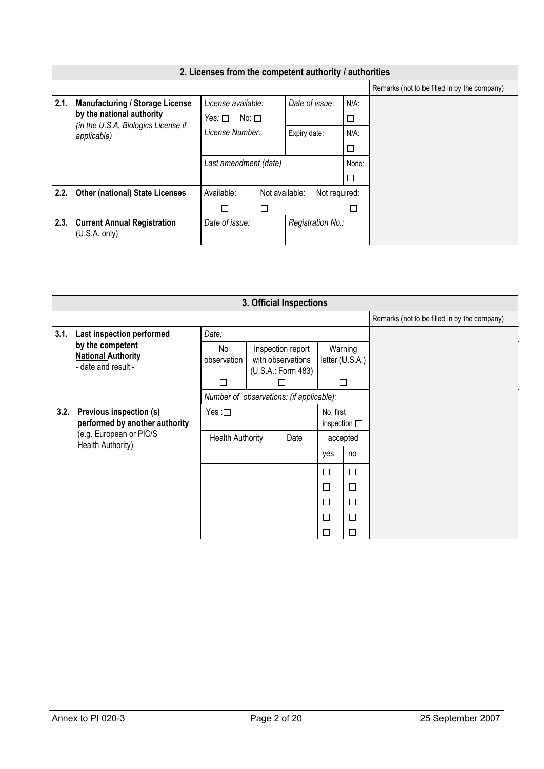| 2. Licenses from the competent authority / authorities | | | | | | |
|---|---|---|---|---|---|---|
| | | | | | | Remarks (not to be filled in by the company) |
| **2.1.** | **Manufacturing / Storage License by the national authority** *(in the U.S.A, Biologics License if applicable)* | *License available:* Yes: ☐ No: ☐ | *Date of issue*: | N/A: ☐ | | |
| | | *License Number:* | Expiry date: | N/A: ☐ | | |
| | | *Last amendment (date)* | | None: ☐ | | |
| **2.2.** | **Other (national) State Licenses** | Available: ☐ | Not available: ☐ | Not required: ☐ | | |
| **2.3.** | **Current Annual Registration** (U.S.A. only) | *Date of issue:* | *Registration No.:* | | | |

| 3. Official Inspections | | | | | | |
|---|---|---|---|---|---|---|
| | | | | | | Remarks (not to be filled in by the company) |
| **3.1.** | **Last inspection performed by the competent National Authority** - date and result - | *Date:* | | | | |
| | | No observation ☐ | Inspection report with observations (U.S.A.: Form 483) ☐ | Warning letter (U.S.A.) ☐ | | |
| | | *Number of observations: (if applicable):* | | | | |
| **3.2.** | **Previous inspection (s) performed by another authority** (e.g. European or PIC/S Health Authority) | Yes : ☐ | | No, first inspection ☐ | | |
| | | Health Authority | Date | accepted | | |
| | | | | yes | no | |
| | | | | ☐ | ☐ | |
| | | | | ☐ | ☐ | |
| | | | | ☐ | ☐ | |
| | | | | ☐ | ☐ | |
| | | | | ☐ | ☐ | |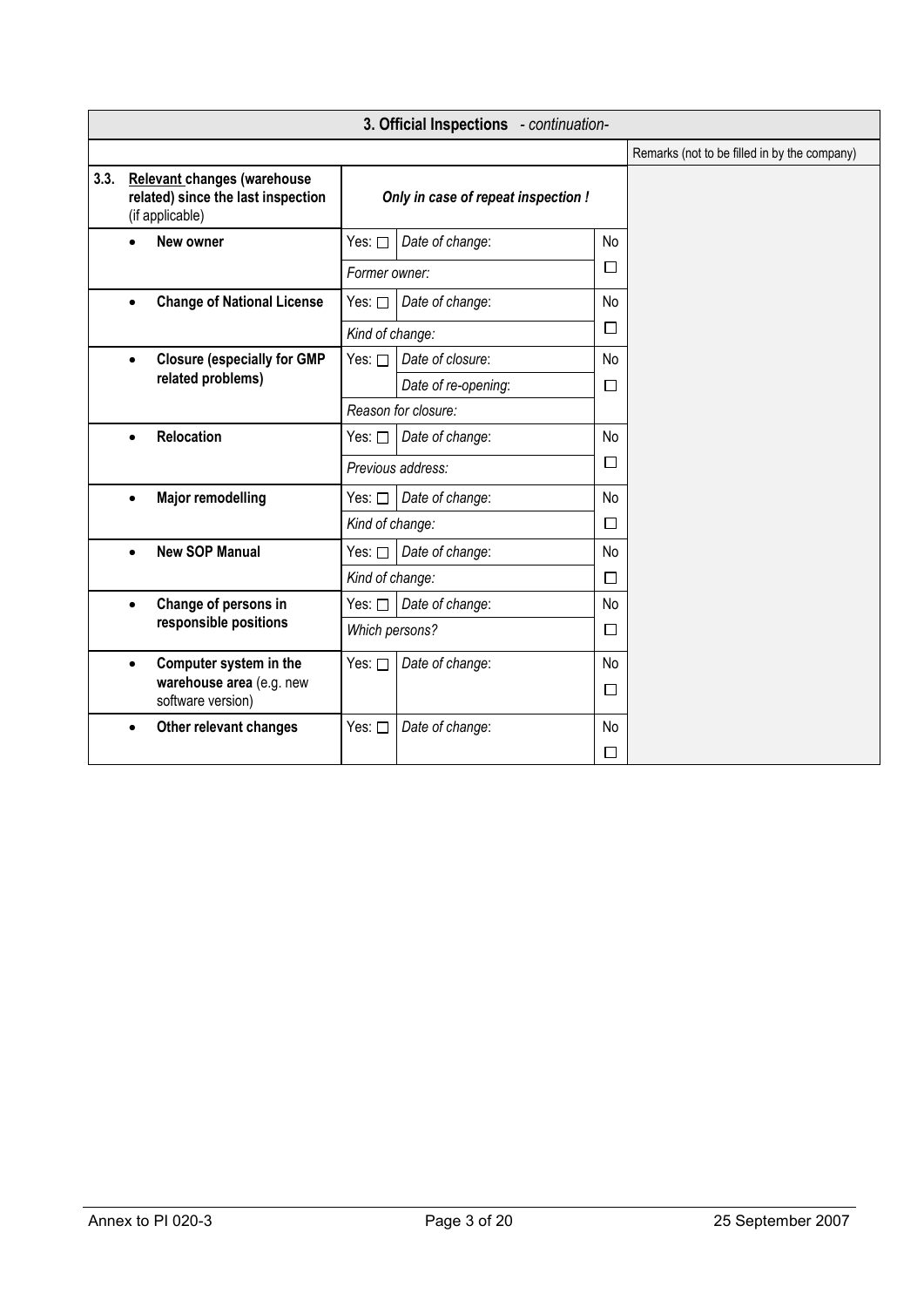| **3. Official Inspections** *- continuation-* | | | | |
|---|---|---|---|---|
| | | | | Remarks (not to be filled in by the company) |
| **3.3. <u>Relevant</u> changes (warehouse related) since the last inspection** (if applicable) | ***Only in case of repeat inspection !*** | | | |
| • **New owner** | Yes: ☐ | *Date of change*: | No ☐ | |
| | *Former owner:* | | | |
| • **Change of National License** | Yes: ☐ | *Date of change*: | No ☐ | |
| | *Kind of change:* | | | |
| • **Closure (especially for GMP related problems)** | Yes: ☐ | *Date of closure*: | No ☐ | |
| | | *Date of re-opening*: | | |
| | *Reason for closure:* | | | |
| • **Relocation** | Yes: ☐ | *Date of change*: | No ☐ | |
| | *Previous address:* | | | |
| • **Major remodelling** | Yes: ☐ | *Date of change*: | No ☐ | |
| | *Kind of change:* | | | |
| • **New SOP Manual** | Yes: ☐ | *Date of change*: | No ☐ | |
| | *Kind of change:* | | | |
| • **Change of persons in responsible positions** | Yes: ☐ | *Date of change*: | No ☐ | |
| | *Which persons?* | | | |
| • **Computer system in the warehouse area** (e.g. new software version) | Yes: ☐ | *Date of change*: | No ☐ | |
| • **Other relevant changes** | Yes: ☐ | *Date of change*: | No ☐ | |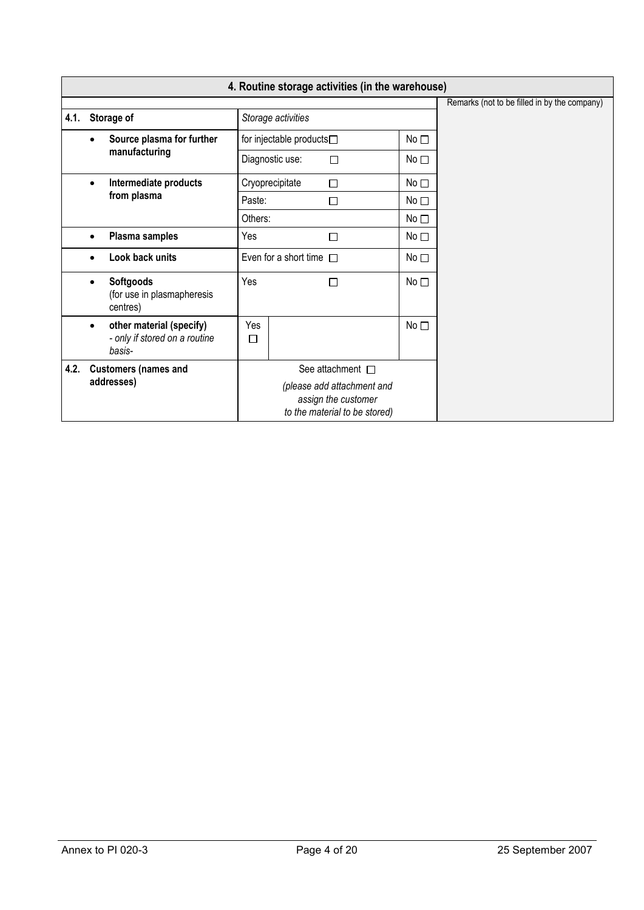| 4. Routine storage activities (in the warehouse) | | | Remarks (not to be filled in by the company) |
|---|---|---|---|
| **4.1. Storage of** | *Storage activities* | | |
| • **Source plasma for further manufacturing** | for injectable products☐ | No ☐ | |
| | Diagnostic use: ☐ | No ☐ | |
| • **Intermediate products from plasma** | Cryoprecipitate ☐ | No ☐ | |
| | Paste: ☐ | No ☐ | |
| | Others: | No ☐ | |
| • **Plasma samples** | Yes ☐ | No ☐ | |
| • **Look back units** | Even for a short time ☐ | No ☐ | |
| • **Softgoods** (for use in plasmapheresis centres) | Yes ☐ | No ☐ | |
| • **other material (specify)** *- only if stored on a routine basis-* | Yes ☐ | No ☐ | |
| **4.2. Customers (names and addresses)** | See attachment ☐ *(please add attachment and assign the customer to the material to be stored)* | | |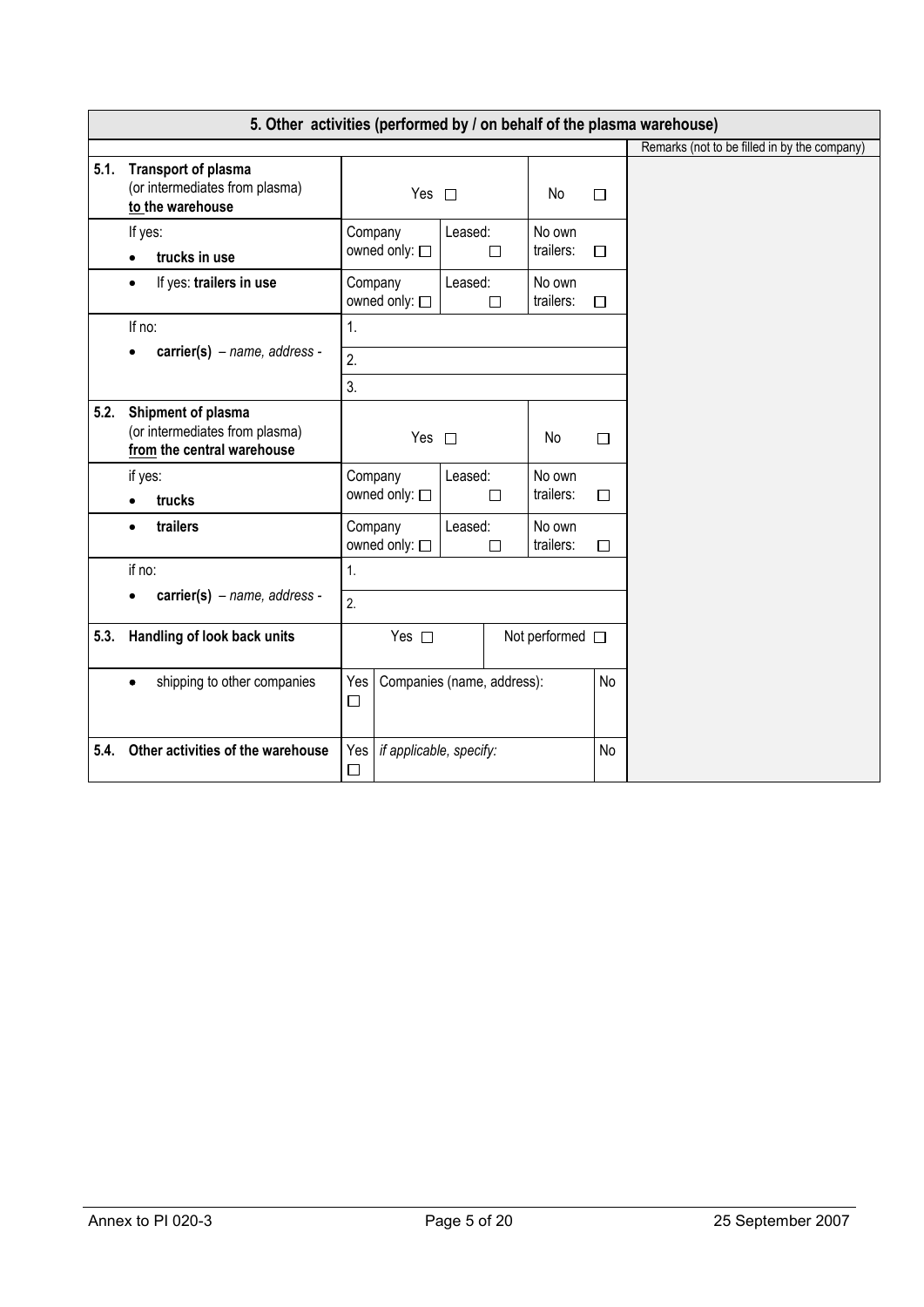| 5. Other activities (performed by / on behalf of the plasma warehouse) | | | | | Remarks (not to be filled in by the company) |
|---|---|---|---|---|---|
| **5.1. Transport of plasma** (or intermediates from plasma) **to the warehouse** | Yes ☐ | | No ☐ | | |
| If yes: • **trucks in use** | Company owned only: ☐ | Leased: ☐ | No own trailers: ☐ | | |
| • If yes: **trailers in use** | Company owned only: ☐ | Leased: ☐ | No own trailers: ☐ | | |
| If no: • **carrier(s)** – *name, address* - | 1. | | | | |
| | 2. | | | | |
| | 3. | | | | |
| **5.2. Shipment of plasma** (or intermediates from plasma) **from the central warehouse** | Yes ☐ | | No ☐ | | |
| if yes: • **trucks** | Company owned only: ☐ | Leased: ☐ | No own trailers: ☐ | | |
| • **trailers** | Company owned only: ☐ | Leased: ☐ | No own trailers: ☐ | | |
| if no: • **carrier(s)** – *name, address* - | 1. | | | | |
| | 2. | | | | |
| **5.3. Handling of look back units** | Yes ☐ | | Not performed ☐ | | |
| • shipping to other companies | Yes ☐ | Companies (name, address): | | No | |
| **5.4. Other activities of the warehouse** | Yes ☐ | *if applicable, specify:* | | No | |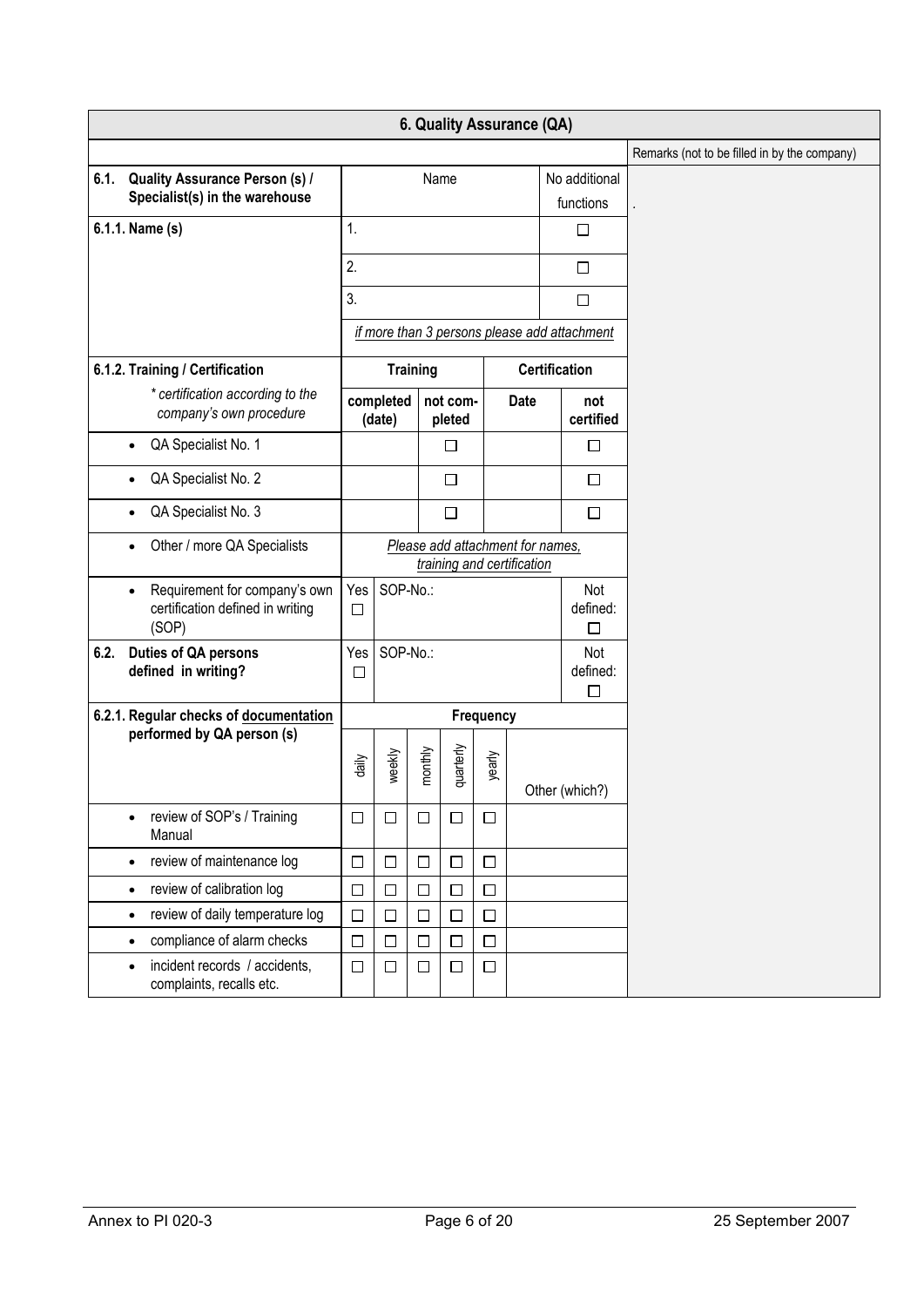## 6. Quality Assurance (QA)

| | | | | | | | | Remarks (not to be filled in by the company) |
|---|---|---|---|---|---|---|---|---|
| **6.1. Quality Assurance Person (s) / Specialist(s) in the warehouse** | Name | | | | | | No additional functions | . |
| **6.1.1. Name (s)** | 1. | | | | | | ☐ | |
| | 2. | | | | | | ☐ | |
| | 3. | | | | | | ☐ | |
| | *if more than 3 persons please add attachment* | | | | | | | |
| **6.1.2. Training / Certification** | **Training** | | | | **Certification** | | | |
| *\* certification according to the company's own procedure* | **completed (date)** | | **not com-pleted** | | **Date** | | **not certified** | |
| • QA Specialist No. 1 | | | ☐ | | | | ☐ | |
| • QA Specialist No. 2 | | | ☐ | | | | ☐ | |
| • QA Specialist No. 3 | | | ☐ | | | | ☐ | |
| • Other / more QA Specialists | *Please add attachment for names, training and certification* | | | | | | | |
| • Requirement for company's own certification defined in writing (SOP) | Yes ☐ | SOP-No.: | | | | | Not defined: ☐ | |
| **6.2. Duties of QA persons defined in writing?** | Yes ☐ | SOP-No.: | | | | | Not defined: ☐ | |
| **6.2.1. Regular checks of documentation performed by QA person (s)** | **Frequency** | | | | | | | |
| | daily | weekly | monthly | quarterly | yearly | Other (which?) | | |
| • review of SOP's / Training Manual | ☐ | ☐ | ☐ | ☐ | ☐ | | | |
| • review of maintenance log | ☐ | ☐ | ☐ | ☐ | ☐ | | | |
| • review of calibration log | ☐ | ☐ | ☐ | ☐ | ☐ | | | |
| • review of daily temperature log | ☐ | ☐ | ☐ | ☐ | ☐ | | | |
| • compliance of alarm checks | ☐ | ☐ | ☐ | ☐ | ☐ | | | |
| • incident records / accidents, complaints, recalls etc. | ☐ | ☐ | ☐ | ☐ | ☐ | | | |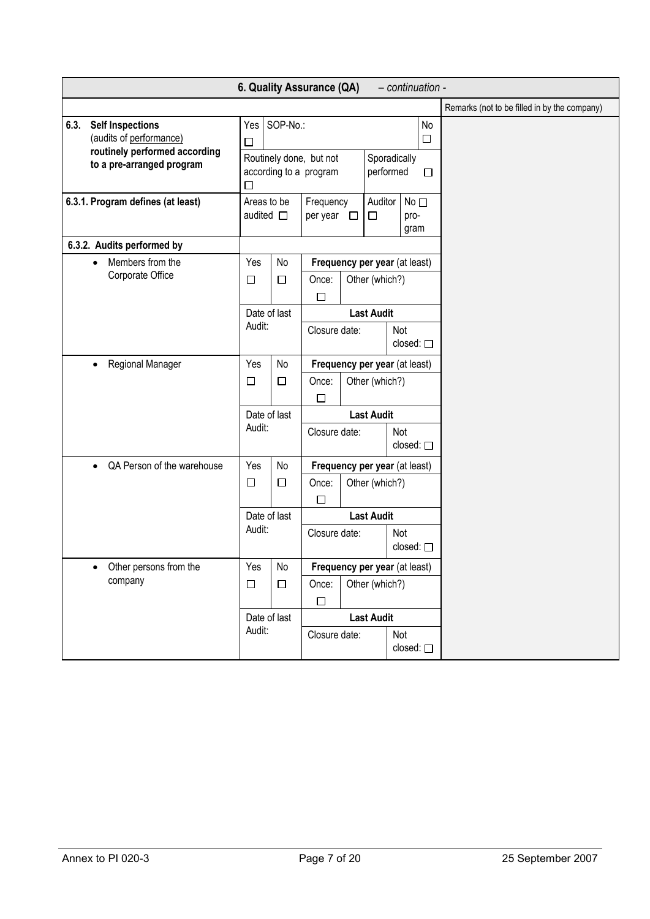| 6. Quality Assurance (QA) *– continuation -* | | | | | | |
|---|---|---|---|---|---|---|
| | | | | | | Remarks (not to be filled in by the company) |
| **6.3. Self Inspections** (audits of performance) **routinely performed according to a pre-arranged program** | Yes ☐ | SOP-No.: | | | No ☐ | |
| | Routinely done, but not according to a program ☐ | | | Sporadically performed ☐ | | |
| **6.3.1. Program defines (at least)** | Areas to be audited ☐ | | Frequency per year ☐ | Auditor ☐ | No ☐ pro-gram | |
| **6.3.2. Audits performed by** | | | | | | |
| • Members from the Corporate Office | Yes ☐ | No ☐ | **Frequency per year** (at least) Once: ☐ | Other (which?) | | |
| | Date of last Audit: | | **Last Audit** Closure date: | | Not closed: ☐ | |
| • Regional Manager | Yes ☐ | No ☐ | **Frequency per year** (at least) Once: ☐ | Other (which?) | | |
| | Date of last Audit: | | **Last Audit** Closure date: | | Not closed: ☐ | |
| • QA Person of the warehouse | Yes ☐ | No ☐ | **Frequency per year** (at least) Once: ☐ | Other (which?) | | |
| | Date of last Audit: | | **Last Audit** Closure date: | | Not closed: ☐ | |
| • Other persons from the company | Yes ☐ | No ☐ | **Frequency per year** (at least) Once: ☐ | Other (which?) | | |
| | Date of last Audit: | | **Last Audit** Closure date: | | Not closed: ☐ | |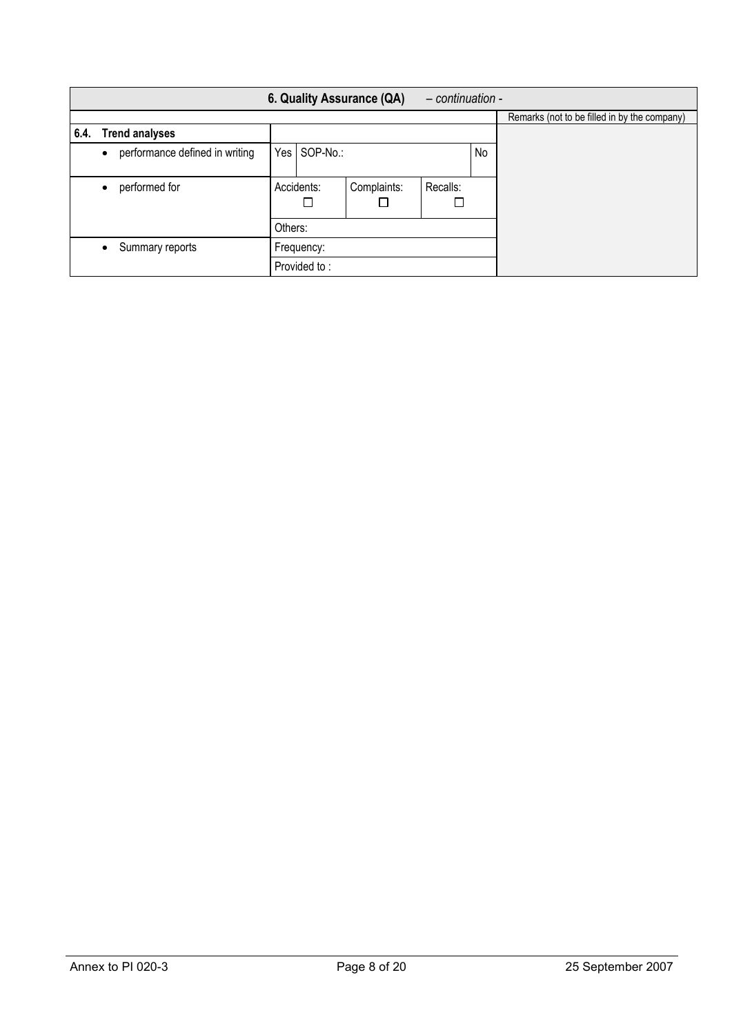| 6. Quality Assurance (QA) *– continuation -* | | | | | | |
|---|---|---|---|---|---|---|
| | | | | | | Remarks (not to be filled in by the company) |
| **6.4. Trend analyses** | | | | | | |
| • performance defined in writing | Yes | SOP-No.: | | | No | |
| • performed for | Accidents: ☐ | | Complaints: ☐ | Recalls: ☐ | | |
| | Others: | | | | | |
| • Summary reports | Frequency: | | | | | |
| | Provided to : | | | | | |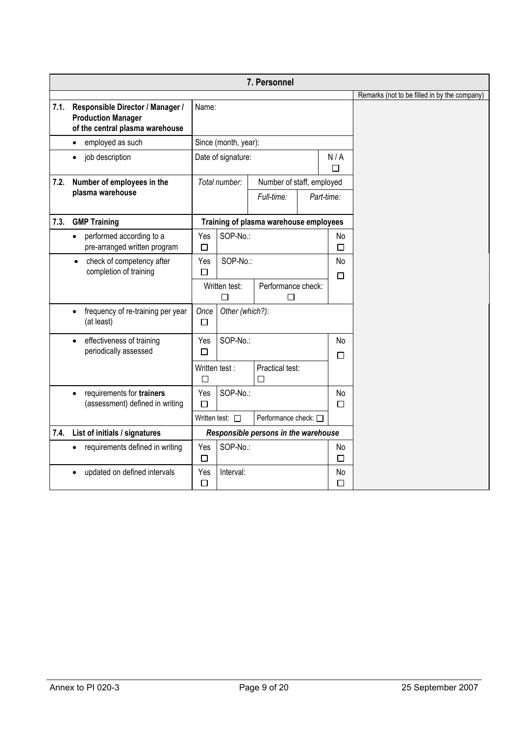| 7. Personnel | | | | | | | |
|---|---|---|---|---|---|---|---|
| | | | | | | | Remarks (not to be filled in by the company) |
| **7.1.** | **Responsible Director / Manager / Production Manager of the central plasma warehouse** | Name: | | | | | |
| | • employed as such | Since (month, year): | | | | | |
| | • job description | Date of signature: | | | | N / A ☐ | |
| **7.2.** | **Number of employees in the plasma warehouse** | *Total number:* | | Number of staff, employed | | | |
| | | | | *Full-time:* | *Part-time:* | | |
| **7.3.** | **GMP Training** | **Training of plasma warehouse employees** | | | | | |
| | • performed according to a pre-arranged written program | Yes ☐ | SOP-No.: | | | No ☐ | |
| | • check of competency after completion of training | Yes ☐ | SOP-No.: | | | No ☐ | |
| | | Written test: ☐ | | Performance check: ☐ | | | |
| | • frequency of re-training per year (at least) | *Once* ☐ | *Other (which?):* | | | | |
| | • effectiveness of training periodically assessed | Yes ☐ | SOP-No.: | | | No ☐ | |
| | | Written test : ☐ | | Practical test: ☐ | | | |
| | • requirements for **trainers** (assessment) defined in writing | Yes ☐ | SOP-No.: | | | No ☐ | |
| | | Written test: ☐ | | Performance check: ☐ | | | |
| **7.4.** | **List of initials / signatures** | ***Responsible persons in the warehouse*** | | | | | |
| | • requirements defined in writing | Yes ☐ | SOP-No.: | | | No ☐ | |
| | • updated on defined intervals | Yes ☐ | Interval: | | | No ☐ | |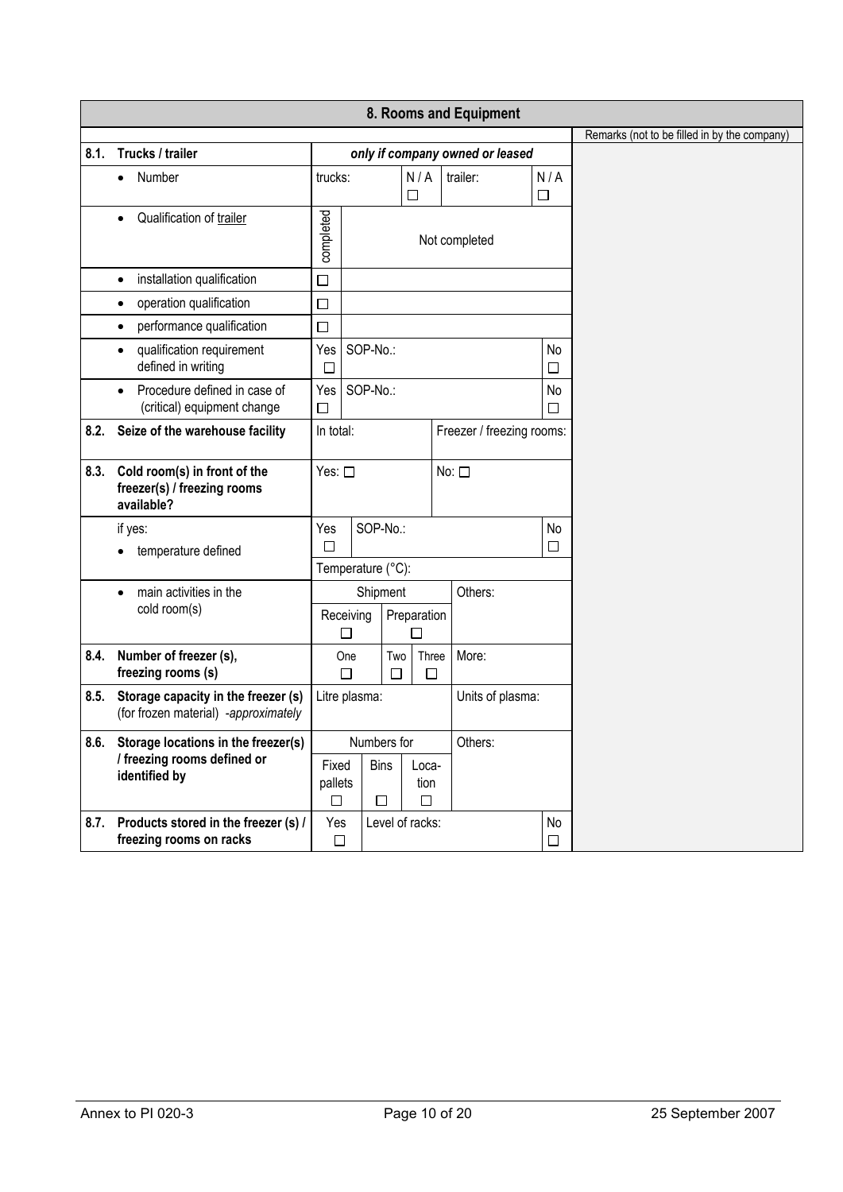## 8. Rooms and Equipment

| | | | | | | | | | Remarks (not to be filled in by the company) |
|---|---|---|---|---|---|---|---|---|---|
| **8.1.** | **Trucks / trailer** | *only if company owned or leased* | | | | | | | |
| | • Number | trucks: | | N / A ☐ | trailer: | | N / A ☐ | | |
| | • Qualification of trailer | completed | Not completed | | | | | | |
| | • installation qualification | ☐ | | | | | | | |
| | • operation qualification | ☐ | | | | | | | |
| | • performance qualification | ☐ | | | | | | | |
| | • qualification requirement defined in writing | Yes ☐ | SOP-No.: | | | | No ☐ | | |
| | • Procedure defined in case of (critical) equipment change | Yes ☐ | SOP-No.: | | | | No ☐ | | |
| **8.2.** | **Seize of the warehouse facility** | In total: | | | Freezer / freezing rooms: | | | | |
| **8.3.** | **Cold room(s) in front of the freezer(s) / freezing rooms available?** | Yes: ☐ | | | No: ☐ | | | | |
| | if yes: • temperature defined | Yes ☐ | SOP-No.: | | | | No ☐ | | |
| | | Temperature (°C): | | | | | | | |
| | • main activities in the cold room(s) | Shipment | | | Others: | | | | |
| | | Receiving ☐ | | Preparation ☐ | | | | | |
| **8.4.** | **Number of freezer (s), freezing rooms (s)** | One ☐ | Two ☐ | Three ☐ | More: | | | | |
| **8.5.** | **Storage capacity in the freezer (s)** (for frozen material) *-approximately* | Litre plasma: | | | Units of plasma: | | | | |
| **8.6.** | **Storage locations in the freezer(s) / freezing rooms defined or identified by** | Numbers for | | | Others: | | | | |
| | | Fixed pallets ☐ | Bins ☐ | Loca-tion ☐ | | | | | |
| **8.7.** | **Products stored in the freezer (s) / freezing rooms on racks** | Yes ☐ | Level of racks: | | | | No ☐ | | |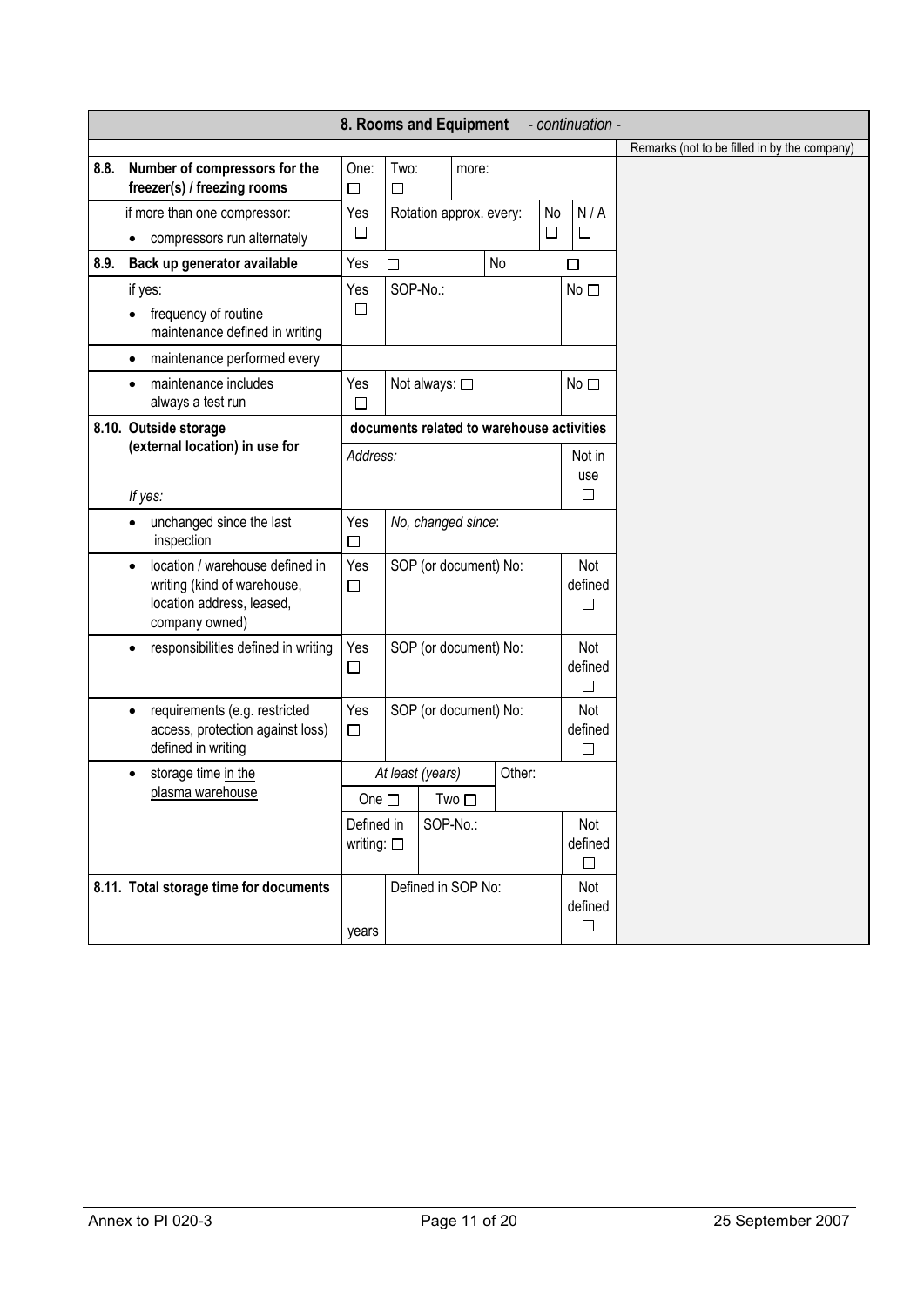| 8. Rooms and Equipment - *continuation -* | | | | | | | |
|---|---|---|---|---|---|---|---|
| | | | | | | | Remarks (not to be filled in by the company) |
| **8.8. Number of compressors for the freezer(s) / freezing rooms** | One: ☐ | Two: ☐ | more: | | | | |
| if more than one compressor:<br>• compressors run alternately | Yes ☐ | Rotation approx. every: | | | No ☐ | N / A ☐ | |
| **8.9. Back up generator available** | Yes | ☐ | | No | | ☐ | |
| if yes:<br>• frequency of routine maintenance defined in writing | Yes ☐ | SOP-No.: | | | | No ☐ | |
| • maintenance performed every | | | | | | | |
| • maintenance includes always a test run | Yes ☐ | Not always: ☐ | | | | No ☐ | |
| **8.10. Outside storage (external location) in use for**<br>*If yes:* | **documents related to warehouse activities**<br>*Address:* | | | | | Not in use ☐ | |
| • unchanged since the last inspection | Yes ☐ | *No, changed since*: | | | | | |
| • location / warehouse defined in writing (kind of warehouse, location address, leased, company owned) | Yes ☐ | SOP (or document) No: | | | | Not defined ☐ | |
| • responsibilities defined in writing | Yes ☐ | SOP (or document) No: | | | | Not defined ☐ | |
| • requirements (e.g. restricted access, protection against loss) defined in writing | Yes ☐ | SOP (or document) No: | | | | Not defined ☐ | |
| • storage time <u>in the plasma warehouse</u> | *At least (years)*<br>One ☐ | Two ☐ | | Other: | | | |
| | Defined in writing: ☐ | SOP-No.: | | | | Not defined ☐ | |
| **8.11. Total storage time for documents** | years | Defined in SOP No: | | | | Not defined ☐ | |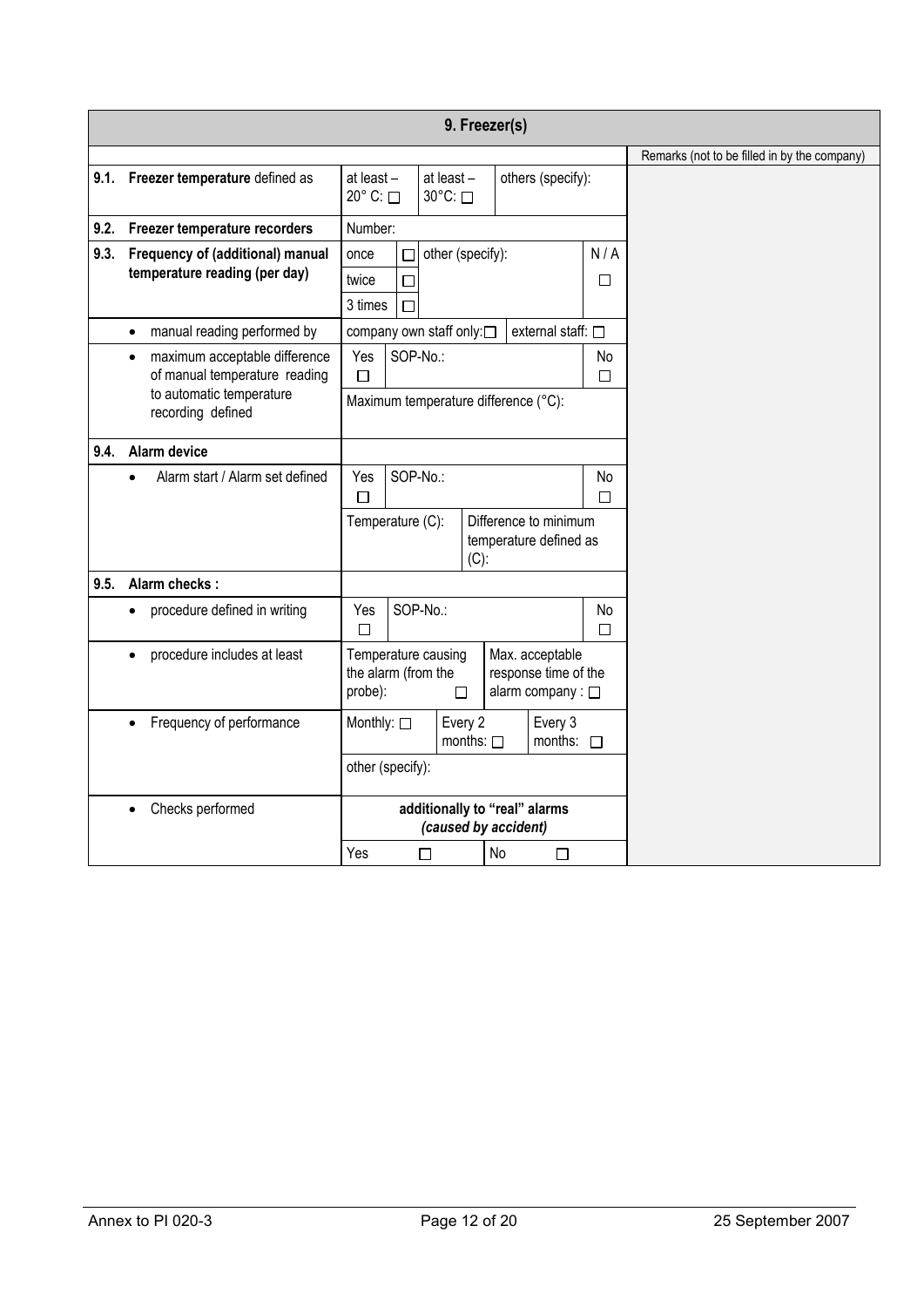| 9. Freezer(s) | | |
|---|---|---|
| | | Remarks (not to be filled in by the company) |
| **9.1. Freezer temperature** defined as | at least – 20° C: ☐ \| at least – 30°C: ☐ \| others (specify): | |
| **9.2. Freezer temperature recorders** | Number: | |
| **9.3. Frequency of (additional) manual temperature reading (per day)** | once ☐ \| twice ☐ \| 3 times ☐ \| other (specify): \| N / A ☐ | |
| • manual reading performed by | company own staff only: ☐ \| external staff: ☐ | |
| • maximum acceptable difference of manual temperature reading to automatic temperature recording defined | Yes ☐ \| SOP-No.: \| No ☐<br>Maximum temperature difference (°C): | |
| **9.4. Alarm device** | | |
| • Alarm start / Alarm set defined | Yes ☐ \| SOP-No.: \| No ☐<br>Temperature (C): \| Difference to minimum temperature defined as (C): | |
| **9.5. Alarm checks :** | | |
| • procedure defined in writing | Yes ☐ \| SOP-No.: \| No ☐ | |
| • procedure includes at least | Temperature causing the alarm (from the probe): ☐ \| Max. acceptable response time of the alarm company : ☐ | |
| • Frequency of performance | Monthly: ☐ \| Every 2 months: ☐ \| Every 3 months: ☐<br>other (specify): | |
| • Checks performed | **additionally to "real" alarms *(caused by accident)***<br>Yes ☐ \| No ☐ | |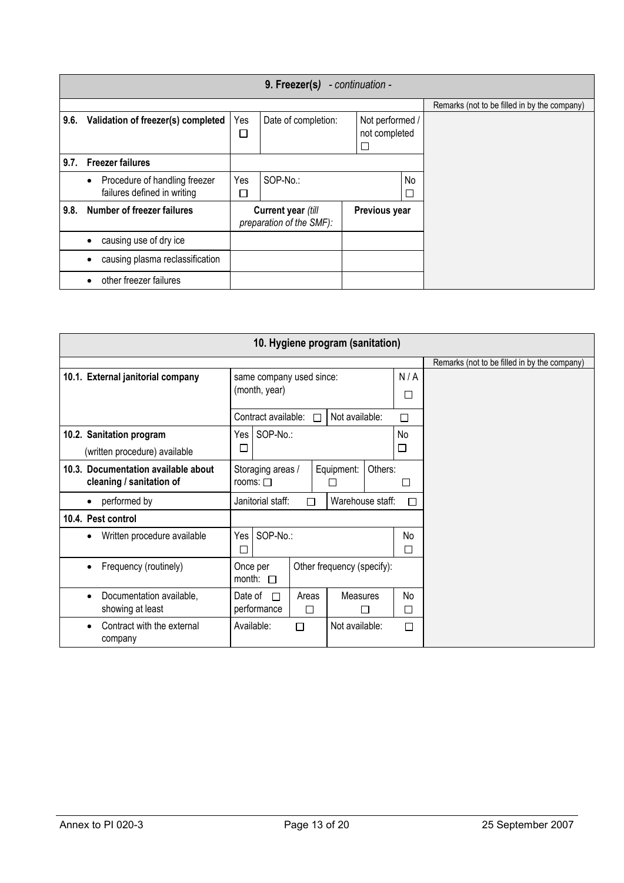| 9. Freezer(s) *- continuation -* | | | | |
|---|---|---|---|---|
| | | | | Remarks (not to be filled in by the company) |
| **9.6. Validation of freezer(s) completed** | Yes ☐ | Date of completion: | Not performed / not completed ☐ | |
| **9.7. Freezer failures** | | | | |
| • Procedure of handling freezer failures defined in writing | Yes ☐ | SOP-No.: | No ☐ | |
| **9.8. Number of freezer failures** | **Current year** *(till preparation of the SMF):* | | **Previous year** | |
| • causing use of dry ice | | | | |
| • causing plasma reclassification | | | | |
| • other freezer failures | | | | |

| 10. Hygiene program (sanitation) | | | | | |
|---|---|---|---|---|---|
| | | | | | Remarks (not to be filled in by the company) |
| **10.1. External janitorial company** | same company used since: (month, year) | | | N / A ☐ | |
| | Contract available: ☐ | | Not available: | ☐ | |
| **10.2. Sanitation program** (written procedure) available | Yes ☐ | SOP-No.: | | No ☐ | |
| **10.3. Documentation available about cleaning / sanitation of** | Storaging areas / rooms: ☐ | Equipment: ☐ | | Others: ☐ | |
| • performed by | Janitorial staff: ☐ | | Warehouse staff: | ☐ | |
| **10.4. Pest control** | | | | | |
| • Written procedure available | Yes ☐ | SOP-No.: | | No ☐ | |
| • Frequency (routinely) | Once per month: ☐ | Other frequency (specify): | | | |
| • Documentation available, showing at least | Date of performance ☐ | Areas ☐ | Measures ☐ | No ☐ | |
| • Contract with the external company | Available: ☐ | | Not available: | ☐ | |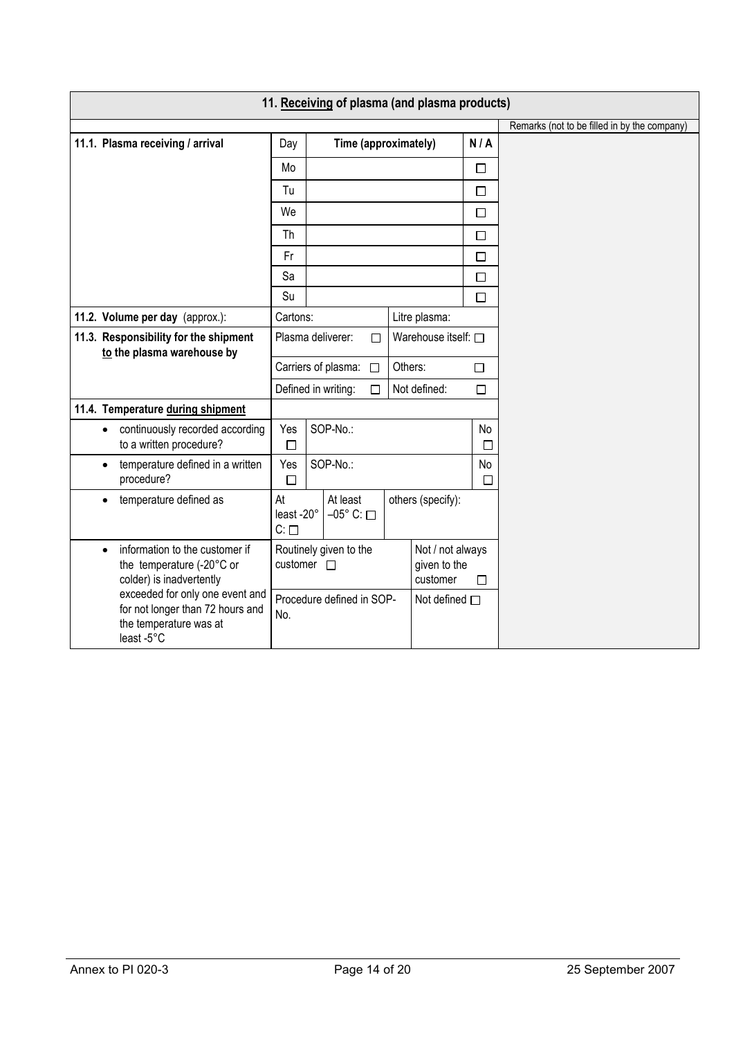| 11. Receiving of plasma (and plasma products) | | | | | | |
|---|---|---|---|---|---|---|
| | | | | | | Remarks (not to be filled in by the company) |
| **11.1. Plasma receiving / arrival** | Day | **Time (approximately)** | | | **N / A** | |
| | Mo | | | | ☐ | |
| | Tu | | | | ☐ | |
| | We | | | | ☐ | |
| | Th | | | | ☐ | |
| | Fr | | | | ☐ | |
| | Sa | | | | ☐ | |
| | Su | | | | ☐ | |
| **11.2. Volume per day** (approx.): | Cartons: | | Litre plasma: | | | |
| **11.3. Responsibility for the shipment to the plasma warehouse by** | Plasma deliverer: ☐ | | Warehouse itself: ☐ | | | |
| | Carriers of plasma: ☐ | | Others: ☐ | | | |
| | Defined in writing: ☐ | | Not defined: ☐ | | | |
| **11.4. Temperature during shipment** | | | | | | |
| • continuously recorded according to a written procedure? | Yes ☐ | SOP-No.: | | | No ☐ | |
| • temperature defined in a written procedure? | Yes ☐ | SOP-No.: | | | No ☐ | |
| • temperature defined as | At least -20° C: ☐ | At least –05° C: ☐ | others (specify): | | | |
| • information to the customer if the temperature (-20°C or colder) is inadvertently exceeded for only one event and for not longer than 72 hours and the temperature was at least -5°C | Routinely given to the customer ☐ | | Not / not always given to the customer ☐ | | | |
| | Procedure defined in SOP-No. | | Not defined ☐ | | | |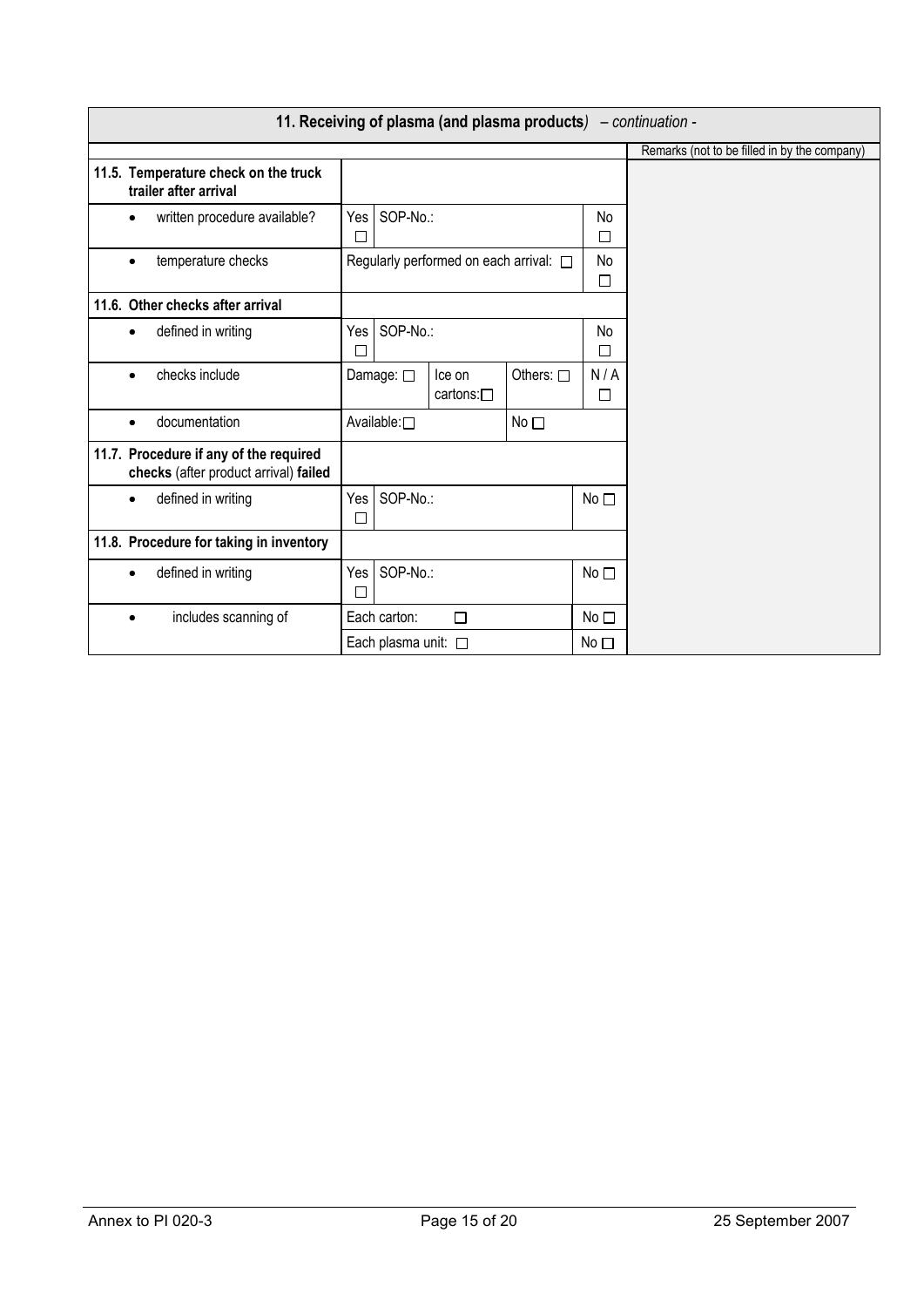| 11. Receiving of plasma (and plasma products*)* – *continuation* - | | | | | | |
|---|---|---|---|---|---|---|
| | | | | | | Remarks (not to be filled in by the company) |
| **11.5. Temperature check on the truck trailer after arrival** | | | | | | |
| • written procedure available? | Yes ☐ | SOP-No.: | | | No ☐ | |
| • temperature checks | Regularly performed on each arrival: ☐ | | | | No ☐ | |
| **11.6. Other checks after arrival** | | | | | | |
| • defined in writing | Yes ☐ | SOP-No.: | | | No ☐ | |
| • checks include | Damage: ☐ | | Ice on cartons:☐ | Others: ☐ | N / A ☐ | |
| • documentation | Available:☐ | | | No ☐ | | |
| **11.7. Procedure if any of the required checks** (after product arrival) **failed** | | | | | | |
| • defined in writing | Yes ☐ | SOP-No.: | | | No ☐ | |
| **11.8. Procedure for taking in inventory** | | | | | | |
| • defined in writing | Yes ☐ | SOP-No.: | | | No ☐ | |
| • includes scanning of | Each carton: ☐ | | | | No ☐ | |
| | Each plasma unit: ☐ | | | | No ☐ | |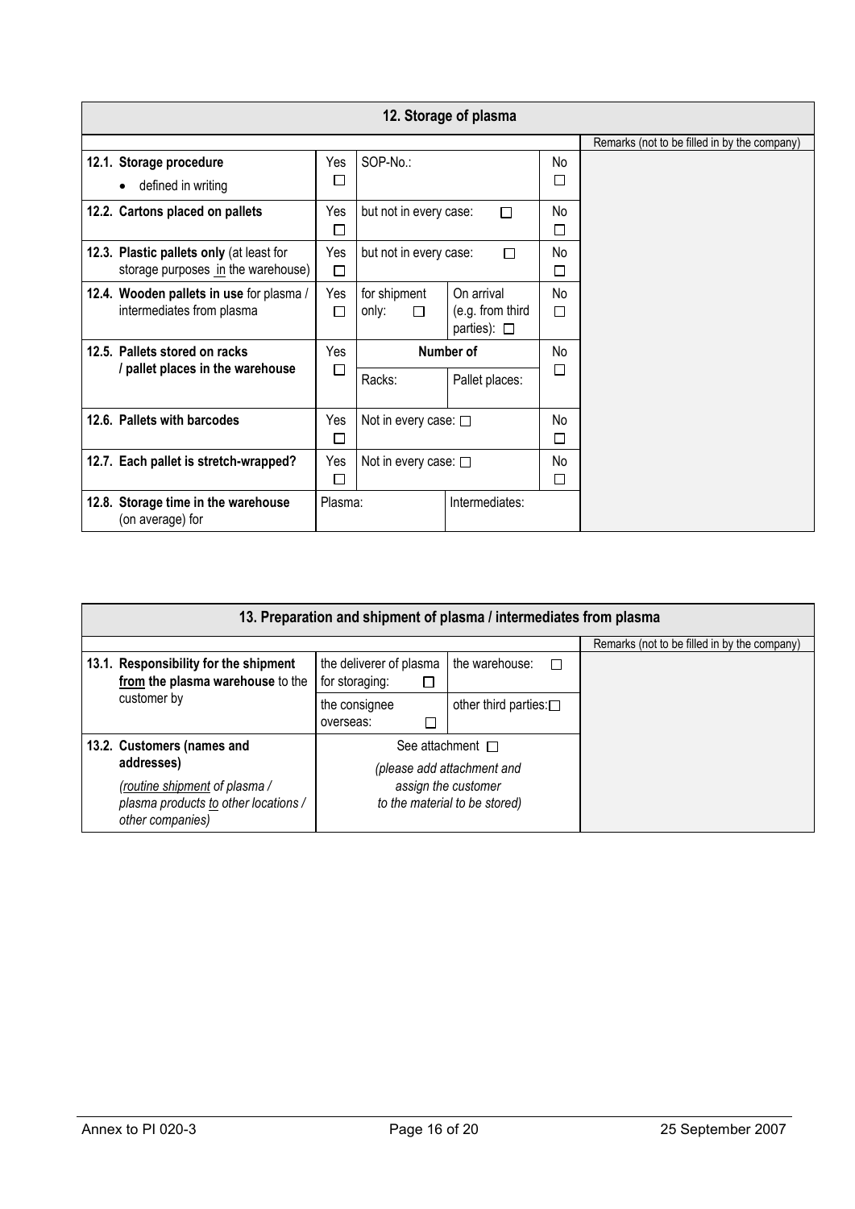## 12. Storage of plasma

| | | | | | Remarks (not to be filled in by the company) |
|---|---|---|---|---|---|
| **12.1. Storage procedure** <br> • defined in writing | Yes ☐ | SOP-No.: | | No ☐ | |
| **12.2. Cartons placed on pallets** | Yes ☐ | but not in every case: ☐ | | No ☐ | |
| **12.3. Plastic pallets only** (at least for storage purposes <u>in</u> the warehouse) | Yes ☐ | but not in every case: ☐ | | No ☐ | |
| **12.4. Wooden pallets in use** for plasma / intermediates from plasma | Yes ☐ | for shipment only: ☐ | On arrival (e.g. from third parties): ☐ | No ☐ | |
| **12.5. Pallets stored on racks / pallet places in the warehouse** | Yes ☐ | **Number of** <br> Racks: | Pallet places: | No ☐ | |
| **12.6. Pallets with barcodes** | Yes ☐ | Not in every case: ☐ | | No ☐ | |
| **12.7. Each pallet is stretch-wrapped?** | Yes ☐ | Not in every case: ☐ | | No ☐ | |
| **12.8. Storage time in the warehouse** (on average) for | Plasma: | | Intermediates: | | |

## 13. Preparation and shipment of plasma / intermediates from plasma

| | | | Remarks (not to be filled in by the company) |
|---|---|---|---|
| **13.1. Responsibility for the shipment <u>from</u> the plasma warehouse** to the customer by | the deliverer of plasma for storaging: ☐ | the warehouse: ☐ | |
| | the consignee overseas: ☐ | other third parties: ☐ | |
| **13.2. Customers (names and addresses)** <br> *(<u>routine shipment</u> of plasma / plasma products <u>to</u> other locations / other companies)* | See attachment ☐ <br> *(please add attachment and assign the customer to the material to be stored)* | | |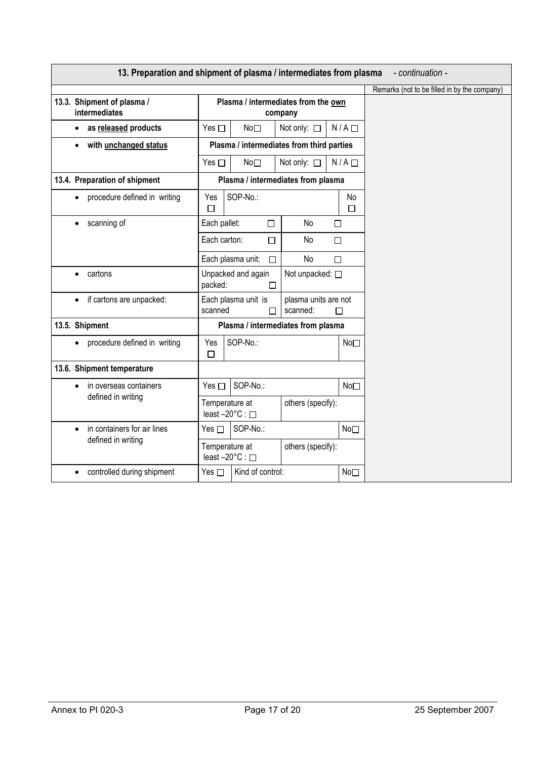| 13. Preparation and shipment of plasma / intermediates from plasma *- continuation -* | | | | | | |
|---|---|---|---|---|---|---|
| | | | | | | Remarks (not to be filled in by the company) |
| **13.3. Shipment of plasma / intermediates** | **Plasma / intermediates from the <u>own</u> company** | | | | | |
| • **as <u>released</u> products** | Yes ☐ | No☐ | Not only: ☐ | N / A ☐ | | |
| • **with <u>unchanged status</u>** | **Plasma / intermediates from third parties** | | | | | |
| | Yes ☐ | No☐ | Not only: ☐ | N / A ☐ | | |
| **13.4. Preparation of shipment** | **Plasma / intermediates from plasma** | | | | | |
| • procedure defined in writing | Yes ☐ | SOP-No.: | | No ☐ | | |
| • scanning of | Each pallet: ☐ | | No ☐ | | | |
| | Each carton: ☐ | | No ☐ | | | |
| | Each plasma unit: ☐ | | No ☐ | | | |
| • cartons | Unpacked and again packed: ☐ | | Not unpacked: ☐ | | | |
| • if cartons are unpacked: | Each plasma unit is scanned ☐ | | plasma units are not scanned: ☐ | | | |
| **13.5. Shipment** | **Plasma / intermediates from plasma** | | | | | |
| • procedure defined in writing | Yes ☐ | SOP-No.: | | No☐ | | |
| **13.6. Shipment temperature** | | | | | | |
| • in overseas containers defined in writing | Yes ☐ | SOP-No.: | | No☐ | | |
| | Temperature at least –20°C : ☐ | | others (specify): | | | |
| • in containers for air lines defined in writing | Yes ☐ | SOP-No.: | | No☐ | | |
| | Temperature at least –20°C : ☐ | | others (specify): | | | |
| • controlled during shipment | Yes ☐ | Kind of control: | | No☐ | | |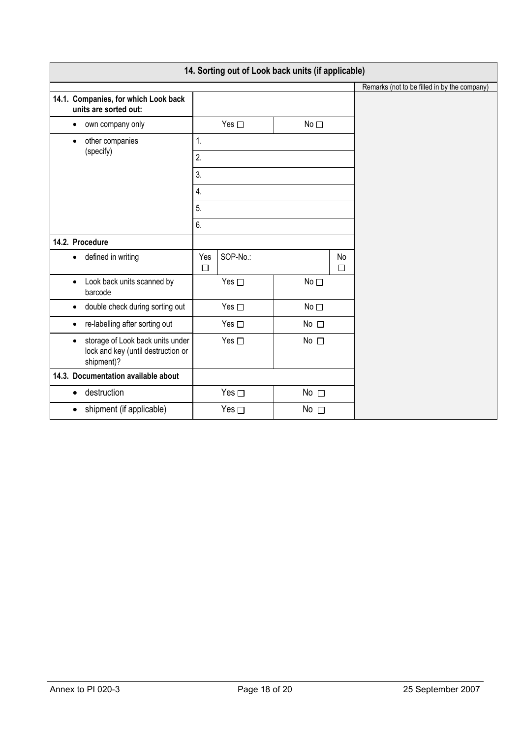| 14. Sorting out of Look back units (if applicable) | | | | |
|---|---|---|---|---|
| | | | | Remarks (not to be filled in by the company) |
| **14.1. Companies, for which Look back units are sorted out:** | | | | |
| • own company only | Yes ☐ | No ☐ | | |
| • other companies (specify) | 1. | | | |
| | 2. | | | |
| | 3. | | | |
| | 4. | | | |
| | 5. | | | |
| | 6. | | | |
| **14.2. Procedure** | | | | |
| • defined in writing | Yes ☐ | SOP-No.: | No ☐ | |
| • Look back units scanned by barcode | Yes ☐ | No ☐ | | |
| • double check during sorting out | Yes ☐ | No ☐ | | |
| • re-labelling after sorting out | Yes ☐ | No ☐ | | |
| • storage of Look back units under lock and key (until destruction or shipment)? | Yes ☐ | No ☐ | | |
| **14.3. Documentation available about** | | | | |
| • destruction | Yes ☐ | No ☐ | | |
| • shipment (if applicable) | Yes ☐ | No ☐ | | |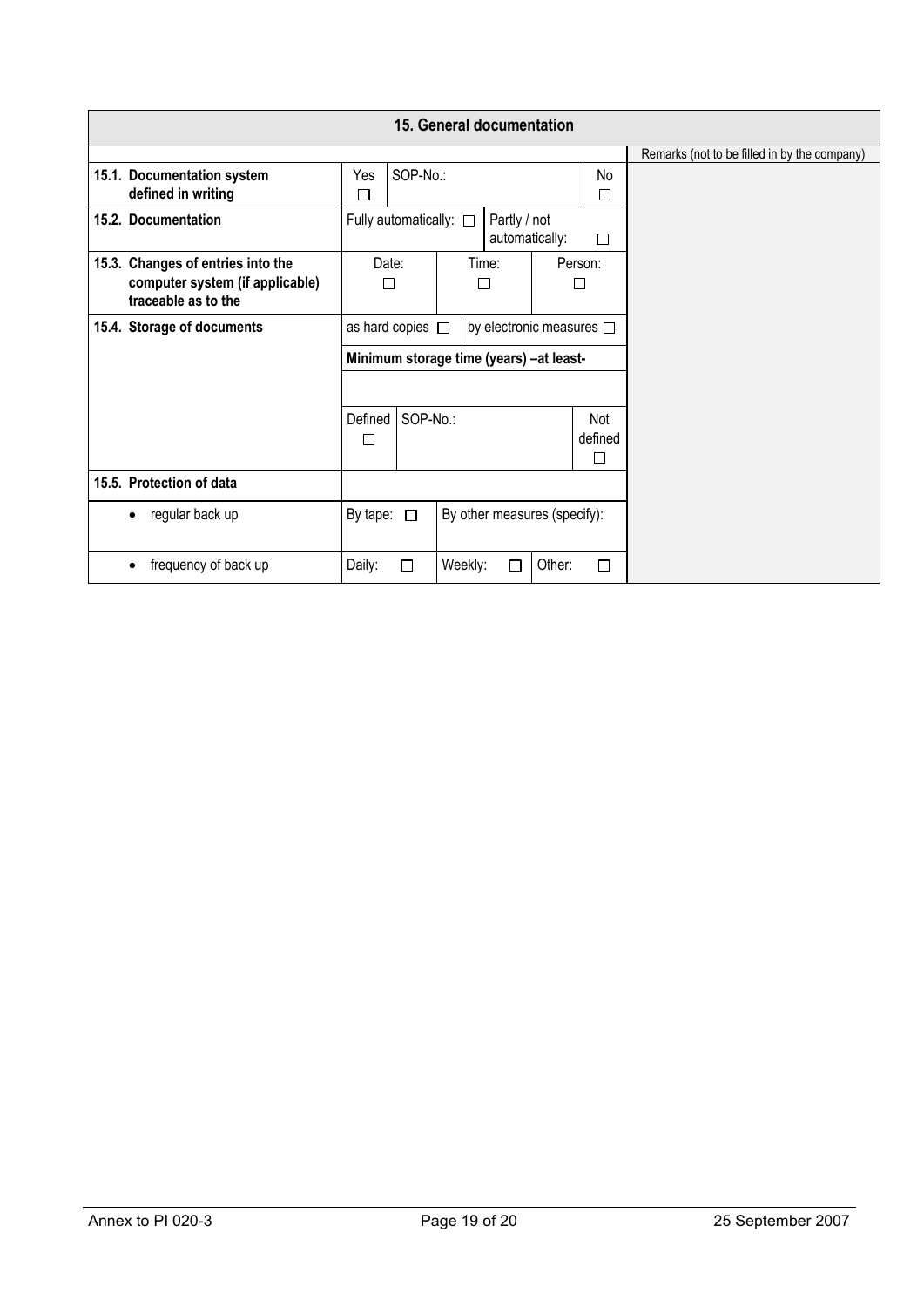| 15. General documentation | | | | | |
|---|---|---|---|---|---|
| | | | | | Remarks (not to be filled in by the company) |
| **15.1. Documentation system defined in writing** | Yes ☐ | SOP-No.: | | No ☐ | |
| **15.2. Documentation** | Fully automatically: ☐ | | Partly / not automatically: ☐ | | |
| **15.3. Changes of entries into the computer system (if applicable) traceable as to the** | Date: ☐ | Time: ☐ | | Person: ☐ | |
| **15.4. Storage of documents** | as hard copies ☐ | | by electronic measures ☐ | | |
| | **Minimum storage time (years) –at least-** | | | | |
| | | | | | |
| | Defined ☐ | SOP-No.: | | Not defined ☐ | |
| **15.5. Protection of data** | | | | | |
| • regular back up | By tape: ☐ | By other measures (specify): | | | |
| • frequency of back up | Daily: ☐ | Weekly: ☐ | | Other: ☐ | |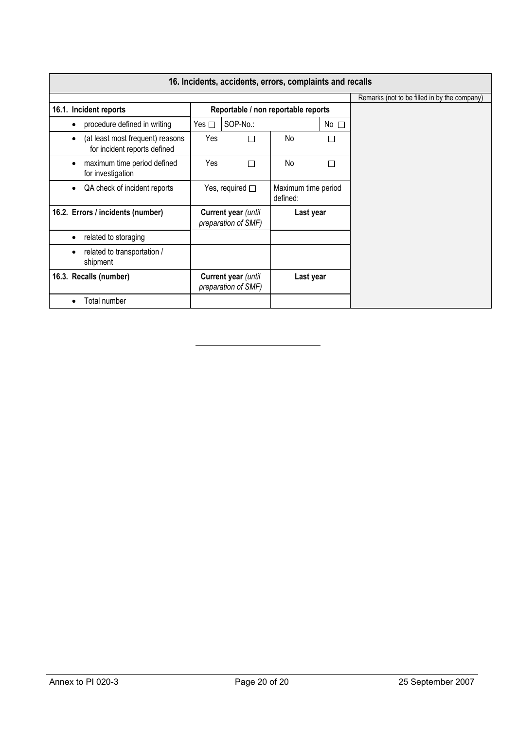| 16. Incidents, accidents, errors, complaints and recalls | | | | | |
|---|---|---|---|---|---|
| | | | | | Remarks (not to be filled in by the company) |
| **16.1. Incident reports** | **Reportable / non reportable reports** | | | | |
| • procedure defined in writing | Yes ☐ | SOP-No.: | | No ☐ | |
| • (at least most frequent) reasons for incident reports defined | Yes | ☐ | No | ☐ | |
| • maximum time period defined for investigation | Yes | ☐ | No | ☐ | |
| • QA check of incident reports | Yes, required ☐ | | Maximum time period defined: | | |
| **16.2. Errors / incidents (number)** | **Current year** *(until preparation of SMF)* | | **Last year** | | |
| • related to storaging | | | | | |
| • related to transportation / shipment | | | | | |
| **16.3. Recalls (number)** | **Current year** *(until preparation of SMF)* | | **Last year** | | |
| • Total number | | | | | |

---